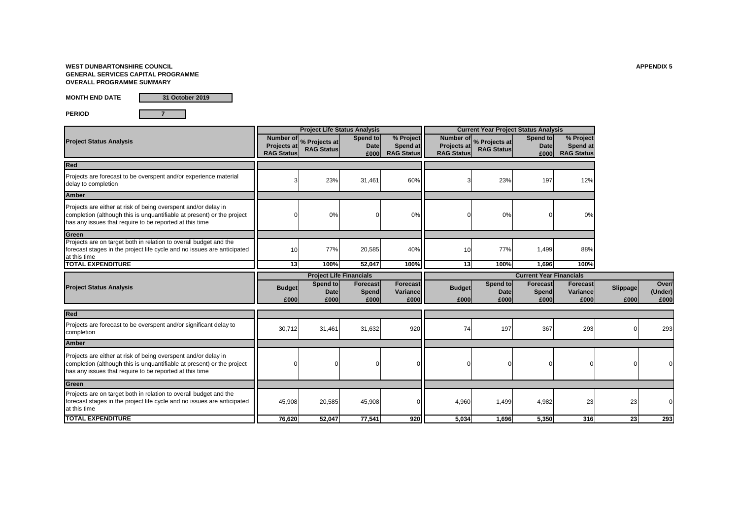**WEST DUNBARTONSHIRE COUNCIL**
**GENERAL SERVICES CAPITAL PROGRAMME**
**OVERALL PROGRAMME SUMMARY**

**APPENDIX 5**

**MONTH END DATE** 31 October 2019

**PERIOD** 7

| Project Status Analysis | Project Life Status Analysis | | | | Current Year Project Status Analysis | | | |
|---|---|---|---|---|---|---|---|---|
| | Number of Projects at RAG Status | % Projects at RAG Status | Spend to Date £000 | % Project Spend at RAG Status | Number of Projects at RAG Status | % Projects at RAG Status | Spend to Date £000 | % Project Spend at RAG Status |
| **Red** | | | | | | | | |
| Projects are forecast to be overspent and/or experience material delay to completion | 3 | 23% | 31,461 | 60% | 3 | 23% | 197 | 12% |
| **Amber** | | | | | | | | |
| Projects are either at risk of being overspent and/or delay in completion (although this is unquantifiable at present) or the project has any issues that require to be reported at this time | 0 | 0% | 0 | 0% | 0 | 0% | 0 | 0% |
| **Green** | | | | | | | | |
| Projects are on target both in relation to overall budget and the forecast stages in the project life cycle and no issues are anticipated at this time | 10 | 77% | 20,585 | 40% | 10 | 77% | 1,499 | 88% |
| **TOTAL EXPENDITURE** | **13** | **100%** | **52,047** | **100%** | **13** | **100%** | **1,696** | **100%** |

| Project Status Analysis | Project Life Financials | | | | Current Year Financials | | | | | |
|---|---|---|---|---|---|---|---|---|---|---|
| | Budget £000 | Spend to Date £000 | Forecast Spend £000 | Forecast Variance £000 | Budget £000 | Spend to Date £000 | Forecast Spend £000 | Forecast Variance £000 | Slippage £000 | Over/ (Under) £000 |
| **Red** | | | | | | | | | | |
| Projects are forecast to be overspent and/or significant delay to completion | 30,712 | 31,461 | 31,632 | 920 | 74 | 197 | 367 | 293 | 0 | 293 |
| **Amber** | | | | | | | | | | |
| Projects are either at risk of being overspent and/or delay in completion (although this is unquantifiable at present) or the project has any issues that require to be reported at this time | 0 | 0 | 0 | 0 | 0 | 0 | 0 | 0 | 0 | 0 |
| **Green** | | | | | | | | | | |
| Projects are on target both in relation to overall budget and the forecast stages in the project life cycle and no issues are anticipated at this time | 45,908 | 20,585 | 45,908 | 0 | 4,960 | 1,499 | 4,982 | 23 | 23 | 0 |
| **TOTAL EXPENDITURE** | **76,620** | **52,047** | **77,541** | **920** | **5,034** | **1,696** | **5,350** | **316** | **23** | **293** |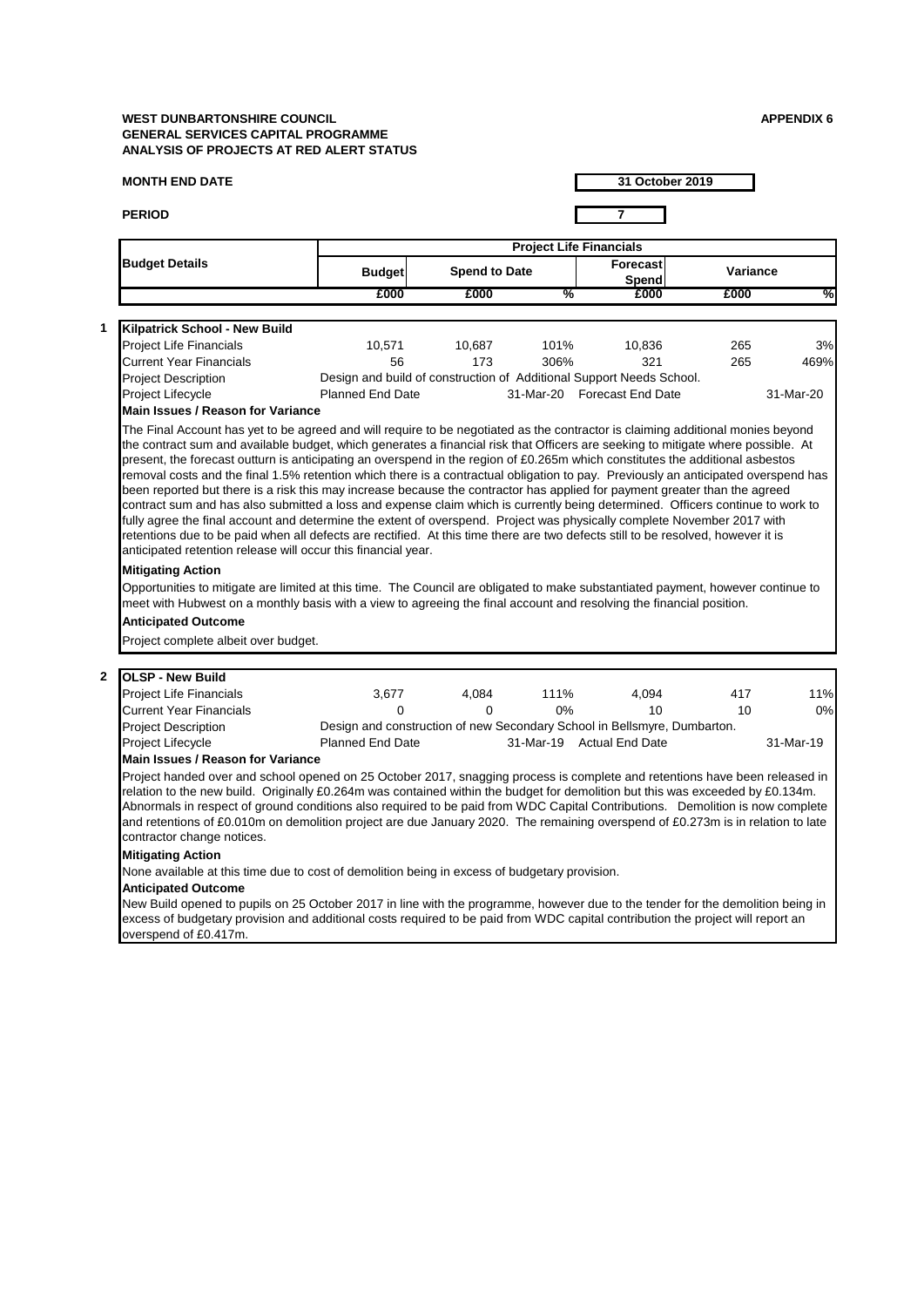**WEST DUNBARTONSHIRE COUNCIL**
**GENERAL SERVICES CAPITAL PROGRAMME**
**ANALYSIS OF PROJECTS AT RED ALERT STATUS**

**APPENDIX 6**

**MONTH END DATE** 31 October 2019

**PERIOD** 7

| Budget Details | Project Life Financials | | | | | |
|---|---|---|---|---|---|---|
| | Budget | Spend to Date | | Forecast Spend | Variance | |
| | £000 | £000 | % | £000 | £000 | % |

**1 Kilpatrick School - New Build**

| | | | | | | |
|---|---|---|---|---|---|---|
| Project Life Financials | 10,571 | 10,687 | 101% | 10,836 | 265 | 3% |
| Current Year Financials | 56 | 173 | 306% | 321 | 265 | 469% |

Project Description: Design and build of construction of Additional Support Needs School.

Project Lifecycle: Planned End Date 31-Mar-20 Forecast End Date 31-Mar-20

**Main Issues / Reason for Variance**

The Final Account has yet to be agreed and will require to be negotiated as the contractor is claiming additional monies beyond the contract sum and available budget, which generates a financial risk that Officers are seeking to mitigate where possible. At present, the forecast outturn is anticipating an overspend in the region of £0.265m which constitutes the additional asbestos removal costs and the final 1.5% retention which there is a contractual obligation to pay. Previously an anticipated overspend has been reported but there is a risk this may increase because the contractor has applied for payment greater than the agreed contract sum and has also submitted a loss and expense claim which is currently being determined. Officers continue to work to fully agree the final account and determine the extent of overspend. Project was physically complete November 2017 with retentions due to be paid when all defects are rectified. At this time there are two defects still to be resolved, however it is anticipated retention release will occur this financial year.

**Mitigating Action**

Opportunities to mitigate are limited at this time. The Council are obligated to make substantiated payment, however continue to meet with Hubwest on a monthly basis with a view to agreeing the final account and resolving the financial position.

**Anticipated Outcome**

Project complete albeit over budget.

**2 OLSP - New Build**

| | | | | | | |
|---|---|---|---|---|---|---|
| Project Life Financials | 3,677 | 4,084 | 111% | 4,094 | 417 | 11% |
| Current Year Financials | 0 | 0 | 0% | 10 | 10 | 0% |

Project Description: Design and construction of new Secondary School in Bellsmyre, Dumbarton.

Project Lifecycle: Planned End Date 31-Mar-19 Actual End Date 31-Mar-19

**Main Issues / Reason for Variance**

Project handed over and school opened on 25 October 2017, snagging process is complete and retentions have been released in relation to the new build. Originally £0.264m was contained within the budget for demolition but this was exceeded by £0.134m. Abnormals in respect of ground conditions also required to be paid from WDC Capital Contributions. Demolition is now complete and retentions of £0.010m on demolition project are due January 2020. The remaining overspend of £0.273m is in relation to late contractor change notices.

**Mitigating Action**

None available at this time due to cost of demolition being in excess of budgetary provision.

**Anticipated Outcome**

New Build opened to pupils on 25 October 2017 in line with the programme, however due to the tender for the demolition being in excess of budgetary provision and additional costs required to be paid from WDC capital contribution the project will report an overspend of £0.417m.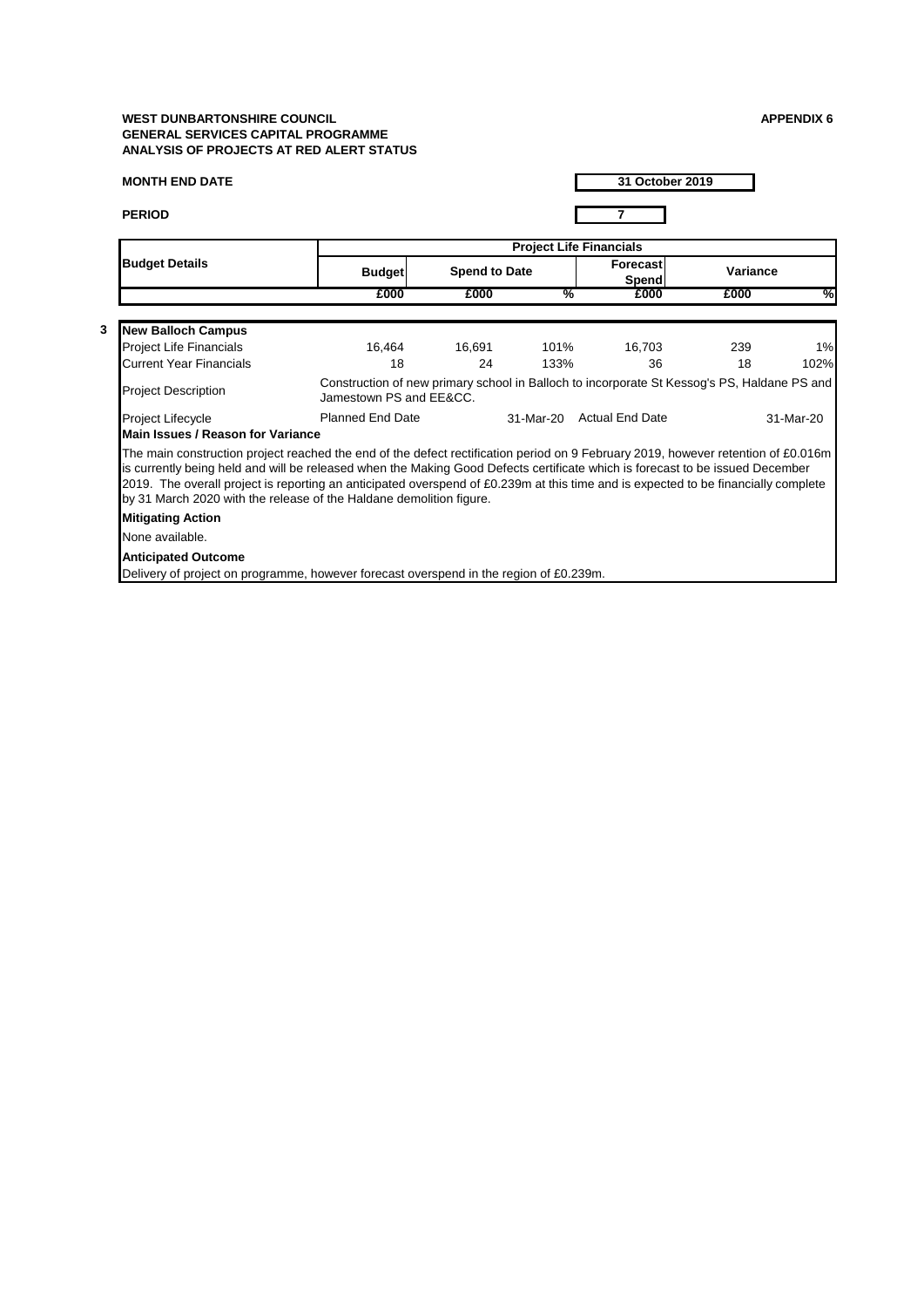**WEST DUNBARTONSHIRE COUNCIL**
**GENERAL SERVICES CAPITAL PROGRAMME**
**ANALYSIS OF PROJECTS AT RED ALERT STATUS**

**APPENDIX 6**

**MONTH END DATE** | **31 October 2019**

**PERIOD** | **7**

| **Budget Details** | **Project Life Financials** | | | | | |
|---|---|---|---|---|---|---|
| | **Budget** | **Spend to Date** | | **Forecast Spend** | **Variance** | |
| | **£000** | **£000** | **%** | **£000** | **£000** | **%** |
| **3 New Balloch Campus** | | | | | | |
| Project Life Financials | 16,464 | 16,691 | 101% | 16,703 | 239 | 1% |
| Current Year Financials | 18 | 24 | 133% | 36 | 18 | 102% |
| Project Description | Construction of new primary school in Balloch to incorporate St Kessog's PS, Haldane PS and Jamestown PS and EE&CC. | | | | | |
| Project Lifecycle | Planned End Date | | 31-Mar-20 | Actual End Date | | 31-Mar-20 |

**Main Issues / Reason for Variance**

The main construction project reached the end of the defect rectification period on 9 February 2019, however retention of £0.016m is currently being held and will be released when the Making Good Defects certificate which is forecast to be issued December 2019. The overall project is reporting an anticipated overspend of £0.239m at this time and is expected to be financially complete by 31 March 2020 with the release of the Haldane demolition figure.

**Mitigating Action**

None available.

**Anticipated Outcome**

Delivery of project on programme, however forecast overspend in the region of £0.239m.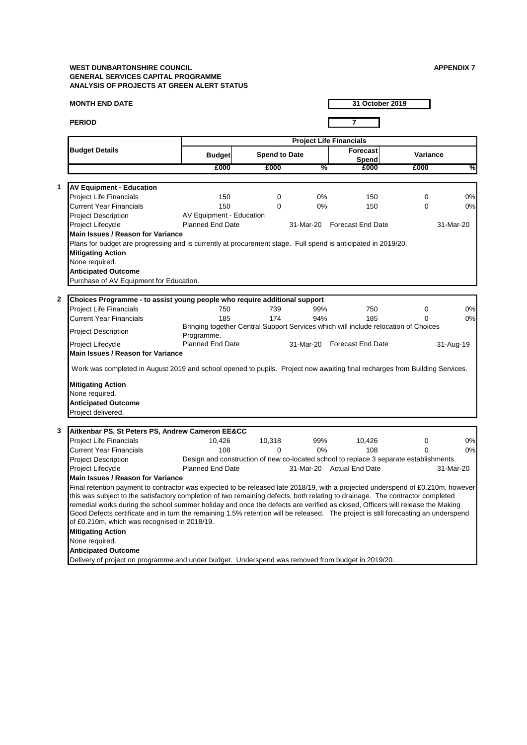**WEST DUNBARTONSHIRE COUNCIL**
**GENERAL SERVICES CAPITAL PROGRAMME**
**ANALYSIS OF PROJECTS AT GREEN ALERT STATUS**

**APPENDIX 7**

**MONTH END DATE** 31 October 2019

**PERIOD** 7

| Budget Details | Project Life Financials | | | | | |
|---|---|---|---|---|---|---|
| | Budget | Spend to Date | | Forecast Spend | Variance | |
| | £000 | £000 | % | £000 | £000 | % |

**1 AV Equipment - Education**

| | | | | | | |
|---|---|---|---|---|---|---|
| Project Life Financials | 150 | 0 | 0% | 150 | 0 | 0% |
| Current Year Financials | 150 | 0 | 0% | 150 | 0 | 0% |
| Project Description | AV Equipment - Education | | | | | |
| Project Lifecycle | Planned End Date | | 31-Mar-20 | Forecast End Date | | 31-Mar-20 |

**Main Issues / Reason for Variance**

Plans for budget are progressing and is currently at procurement stage. Full spend is anticipated in 2019/20.

**Mitigating Action**

None required.

**Anticipated Outcome**

Purchase of AV Equipment for Education.

**2 Choices Programme - to assist young people who require additional support**

| | | | | | | |
|---|---|---|---|---|---|---|
| Project Life Financials | 750 | 739 | 99% | 750 | 0 | 0% |
| Current Year Financials | 185 | 174 | 94% | 185 | 0 | 0% |
| Project Description | Bringing together Central Support Services which will include relocation of Choices Programme. | | | | | |
| Project Lifecycle | Planned End Date | | 31-Mar-20 | Forecast End Date | | 31-Aug-19 |

**Main Issues / Reason for Variance**

Work was completed in August 2019 and school opened to pupils. Project now awaiting final recharges from Building Services.

**Mitigating Action**

None required.

**Anticipated Outcome**

Project delivered.

**3 Aitkenbar PS, St Peters PS, Andrew Cameron EE&CC**

| | | | | | | |
|---|---|---|---|---|---|---|
| Project Life Financials | 10,426 | 10,318 | 99% | 10,426 | 0 | 0% |
| Current Year Financials | 108 | 0 | 0% | 108 | 0 | 0% |
| Project Description | Design and construction of new co-located school to replace 3 separate establishments. | | | | | |
| Project Lifecycle | Planned End Date | | 31-Mar-20 | Actual End Date | | 31-Mar-20 |

**Main Issues / Reason for Variance**

Final retention payment to contractor was expected to be released late 2018/19, with a projected underspend of £0.210m, however this was subject to the satisfactory completion of two remaining defects, both relating to drainage. The contractor completed remedial works during the school summer holiday and once the defects are verified as closed, Officers will release the Making Good Defects certificate and in turn the remaining 1.5% retention will be released. The project is still forecasting an underspend of £0.210m, which was recognised in 2018/19.

**Mitigating Action**

None required.

**Anticipated Outcome**

Delivery of project on programme and under budget. Underspend was removed from budget in 2019/20.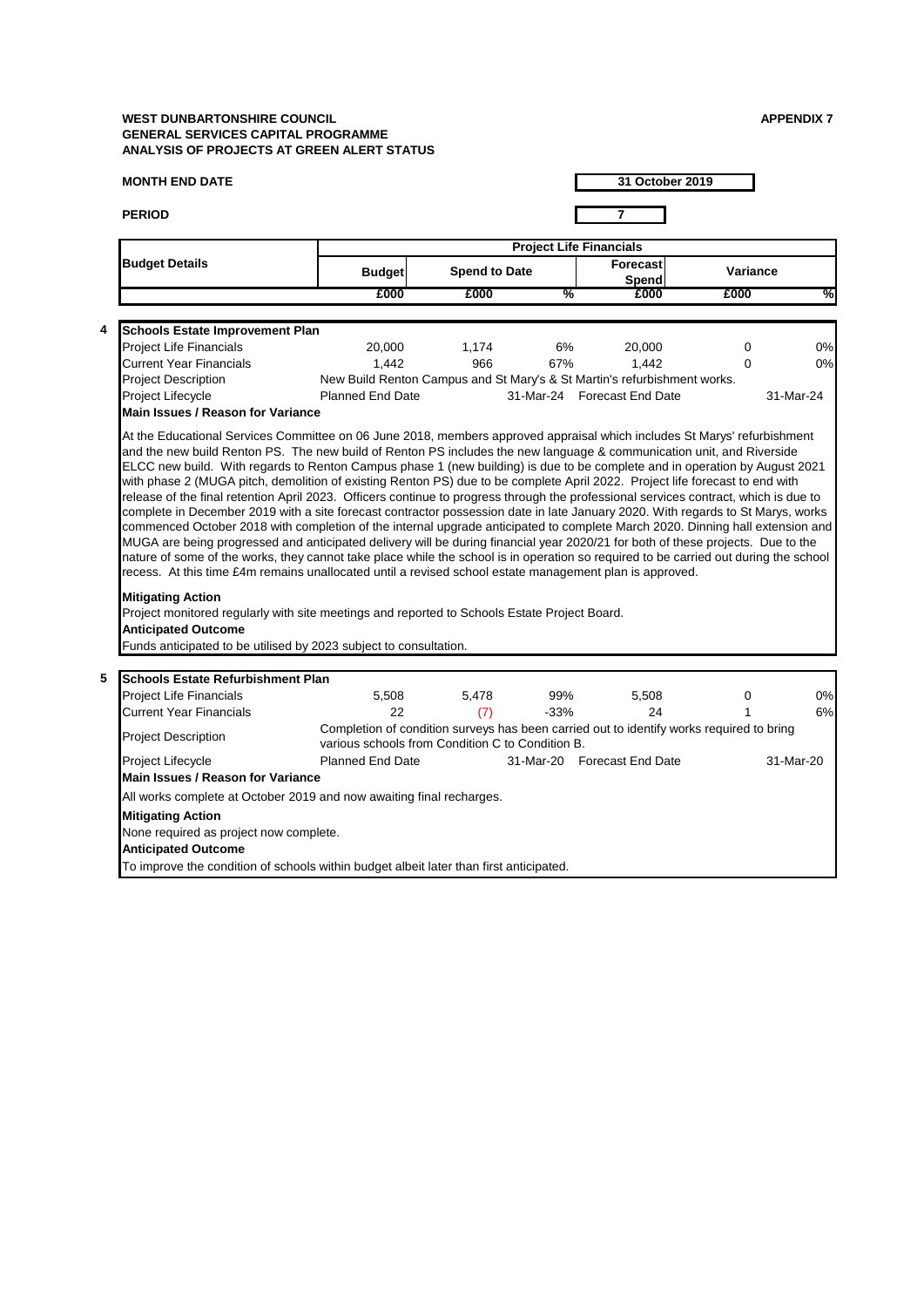**WEST DUNBARTONSHIRE COUNCIL**
**GENERAL SERVICES CAPITAL PROGRAMME**
**ANALYSIS OF PROJECTS AT GREEN ALERT STATUS**

**APPENDIX 7**

**MONTH END DATE** — **31 October 2019**

**PERIOD** — **7**

| Budget Details | Project Life Financials | | | | | |
|---|---|---|---|---|---|---|
| | Budget | Spend to Date | | Forecast Spend | Variance | |
| | £000 | £000 | % | £000 | £000 | % |

**4 Schools Estate Improvement Plan**

| | | | | | | |
|---|---|---|---|---|---|---|
| Project Life Financials | 20,000 | 1,174 | 6% | 20,000 | 0 | 0% |
| Current Year Financials | 1,442 | 966 | 67% | 1,442 | 0 | 0% |
| Project Description | New Build Renton Campus and St Mary's & St Martin's refurbishment works. | | | | | |
| Project Lifecycle | Planned End Date | | 31-Mar-24 | Forecast End Date | | 31-Mar-24 |

**Main Issues / Reason for Variance**

At the Educational Services Committee on 06 June 2018, members approved appraisal which includes St Marys' refurbishment and the new build Renton PS. The new build of Renton PS includes the new language & communication unit, and Riverside ELCC new build. With regards to Renton Campus phase 1 (new building) is due to be complete and in operation by August 2021 with phase 2 (MUGA pitch, demolition of existing Renton PS) due to be complete April 2022. Project life forecast to end with release of the final retention April 2023. Officers continue to progress through the professional services contract, which is due to complete in December 2019 with a site forecast contractor possession date in late January 2020. With regards to St Marys, works commenced October 2018 with completion of the internal upgrade anticipated to complete March 2020. Dinning hall extension and MUGA are being progressed and anticipated delivery will be during financial year 2020/21 for both of these projects. Due to the nature of some of the works, they cannot take place while the school is in operation so required to be carried out during the school recess. At this time £4m remains unallocated until a revised school estate management plan is approved.

**Mitigating Action**

Project monitored regularly with site meetings and reported to Schools Estate Project Board.

**Anticipated Outcome**

Funds anticipated to be utilised by 2023 subject to consultation.

**5 Schools Estate Refurbishment Plan**

| | | | | | | |
|---|---|---|---|---|---|---|
| Project Life Financials | 5,508 | 5,478 | 99% | 5,508 | 0 | 0% |
| Current Year Financials | 22 | (7) | -33% | 24 | 1 | 6% |
| Project Description | Completion of condition surveys has been carried out to identify works required to bring various schools from Condition C to Condition B. | | | | | |
| Project Lifecycle | Planned End Date | | 31-Mar-20 | Forecast End Date | | 31-Mar-20 |

**Main Issues / Reason for Variance**

All works complete at October 2019 and now awaiting final recharges.

**Mitigating Action**

None required as project now complete.

**Anticipated Outcome**

To improve the condition of schools within budget albeit later than first anticipated.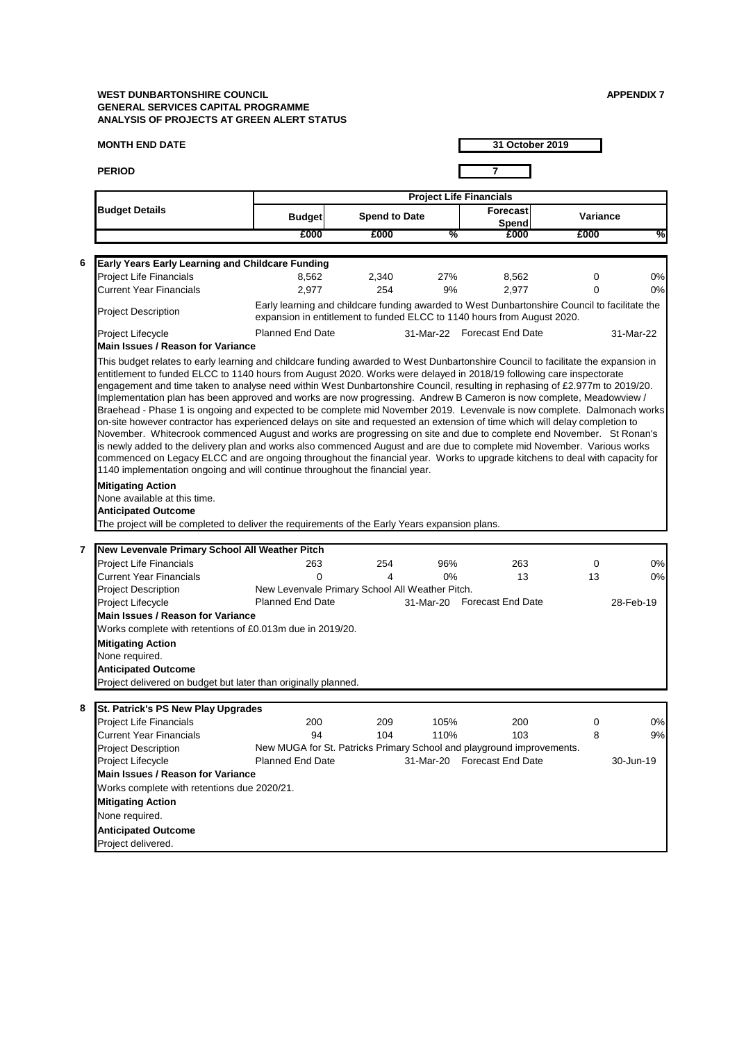**WEST DUNBARTONSHIRE COUNCIL**
**GENERAL SERVICES CAPITAL PROGRAMME**
**ANALYSIS OF PROJECTS AT GREEN ALERT STATUS**

**APPENDIX 7**

**MONTH END DATE** — **31 October 2019**

**PERIOD** — **7**

| Budget Details | Project Life Financials | | | | | |
|---|---|---|---|---|---|---|
| | Budget | Spend to Date | | Forecast Spend | Variance | |
| | £000 | £000 | % | £000 | £000 | % |

## 6 Early Years Early Learning and Childcare Funding

| | Budget | Spend to Date | % | Forecast Spend | Variance | % |
|---|---|---|---|---|---|---|
| Project Life Financials | 8,562 | 2,340 | 27% | 8,562 | 0 | 0% |
| Current Year Financials | 2,977 | 254 | 9% | 2,977 | 0 | 0% |

**Project Description:** Early learning and childcare funding awarded to West Dunbartonshire Council to facilitate the expansion in entitlement to funded ELCC to 1140 hours from August 2020.

**Project Lifecycle:** Planned End Date 31-Mar-22 — Forecast End Date 31-Mar-22

**Main Issues / Reason for Variance**

This budget relates to early learning and childcare funding awarded to West Dunbartonshire Council to facilitate the expansion in entitlement to funded ELCC to 1140 hours from August 2020. Works were delayed in 2018/19 following care inspectorate engagement and time taken to analyse need within West Dunbartonshire Council, resulting in rephasing of £2.977m to 2019/20. Implementation plan has been approved and works are now progressing. Andrew B Cameron is now complete, Meadowview / Braehead - Phase 1 is ongoing and expected to be complete mid November 2019. Levenvale is now complete. Dalmonach works on-site however contractor has experienced delays on site and requested an extension of time which will delay completion to November. Whitecrook commenced August and works are progressing on site and due to complete end November. St Ronan's is newly added to the delivery plan and works also commenced August and are due to complete mid November. Various works commenced on Legacy ELCC and are ongoing throughout the financial year. Works to upgrade kitchens to deal with capacity for 1140 implementation ongoing and will continue throughout the financial year.

**Mitigating Action**

None available at this time.

**Anticipated Outcome**

The project will be completed to deliver the requirements of the Early Years expansion plans.

## 7 New Levenvale Primary School All Weather Pitch

| | Budget | Spend to Date | % | Forecast Spend | Variance | % |
|---|---|---|---|---|---|---|
| Project Life Financials | 263 | 254 | 96% | 263 | 0 | 0% |
| Current Year Financials | 0 | 4 | 0% | 13 | 13 | 0% |

**Project Description:** New Levenvale Primary School All Weather Pitch.

**Project Lifecycle:** Planned End Date 31-Mar-20 — Forecast End Date 28-Feb-19

**Main Issues / Reason for Variance**

Works complete with retentions of £0.013m due in 2019/20.

**Mitigating Action**

None required.

**Anticipated Outcome**

Project delivered on budget but later than originally planned.

## 8 St. Patrick's PS New Play Upgrades

| | Budget | Spend to Date | % | Forecast Spend | Variance | % |
|---|---|---|---|---|---|---|
| Project Life Financials | 200 | 209 | 105% | 200 | 0 | 0% |
| Current Year Financials | 94 | 104 | 110% | 103 | 8 | 9% |

**Project Description:** New MUGA for St. Patricks Primary School and playground improvements.

**Project Lifecycle:** Planned End Date 31-Mar-20 — Forecast End Date 30-Jun-19

**Main Issues / Reason for Variance**

Works complete with retentions due 2020/21.

**Mitigating Action**

None required.

**Anticipated Outcome**

Project delivered.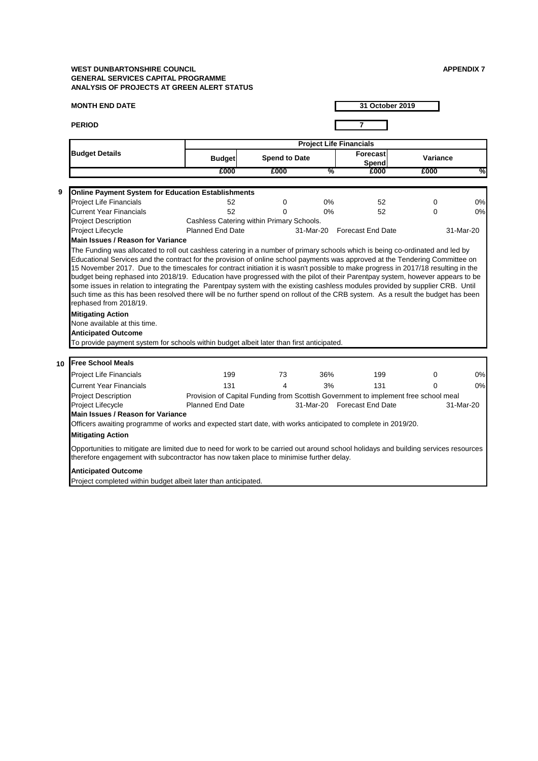**WEST DUNBARTONSHIRE COUNCIL**
**GENERAL SERVICES CAPITAL PROGRAMME**
**ANALYSIS OF PROJECTS AT GREEN ALERT STATUS**

**APPENDIX 7**

**MONTH END DATE** **31 October 2019**

**PERIOD** **7**

| Budget Details | Project Life Financials | | | | | |
|---|---|---|---|---|---|---|
| | Budget | Spend to Date | | Forecast Spend | Variance | |
| | £000 | £000 | % | £000 | £000 | % |

**9 Online Payment System for Education Establishments**

| | | | | | | |
|---|---|---|---|---|---|---|
| Project Life Financials | 52 | 0 | 0% | 52 | 0 | 0% |
| Current Year Financials | 52 | 0 | 0% | 52 | 0 | 0% |

Project Description: Cashless Catering within Primary Schools.

Project Lifecycle: Planned End Date 31-Mar-20 Forecast End Date 31-Mar-20

**Main Issues / Reason for Variance**

The Funding was allocated to roll out cashless catering in a number of primary schools which is being co-ordinated and led by Educational Services and the contract for the provision of online school payments was approved at the Tendering Committee on 15 November 2017. Due to the timescales for contract initiation it is wasn't possible to make progress in 2017/18 resulting in the budget being rephased into 2018/19. Education have progressed with the pilot of their Parentpay system, however appears to be some issues in relation to integrating the Parentpay system with the existing cashless modules provided by supplier CRB. Until such time as this has been resolved there will be no further spend on rollout of the CRB system. As a result the budget has been rephased from 2018/19.

**Mitigating Action**

None available at this time.

**Anticipated Outcome**

To provide payment system for schools within budget albeit later than first anticipated.

**10 Free School Meals**

| | | | | | | |
|---|---|---|---|---|---|---|
| Project Life Financials | 199 | 73 | 36% | 199 | 0 | 0% |
| Current Year Financials | 131 | 4 | 3% | 131 | 0 | 0% |

Project Description: Provision of Capital Funding from Scottish Government to implement free school meal

Project Lifecycle: Planned End Date 31-Mar-20 Forecast End Date 31-Mar-20

**Main Issues / Reason for Variance**

Officers awaiting programme of works and expected start date, with works anticipated to complete in 2019/20.

**Mitigating Action**

Opportunities to mitigate are limited due to need for work to be carried out around school holidays and building services resources therefore engagement with subcontractor has now taken place to minimise further delay.

**Anticipated Outcome**

Project completed within budget albeit later than anticipated.